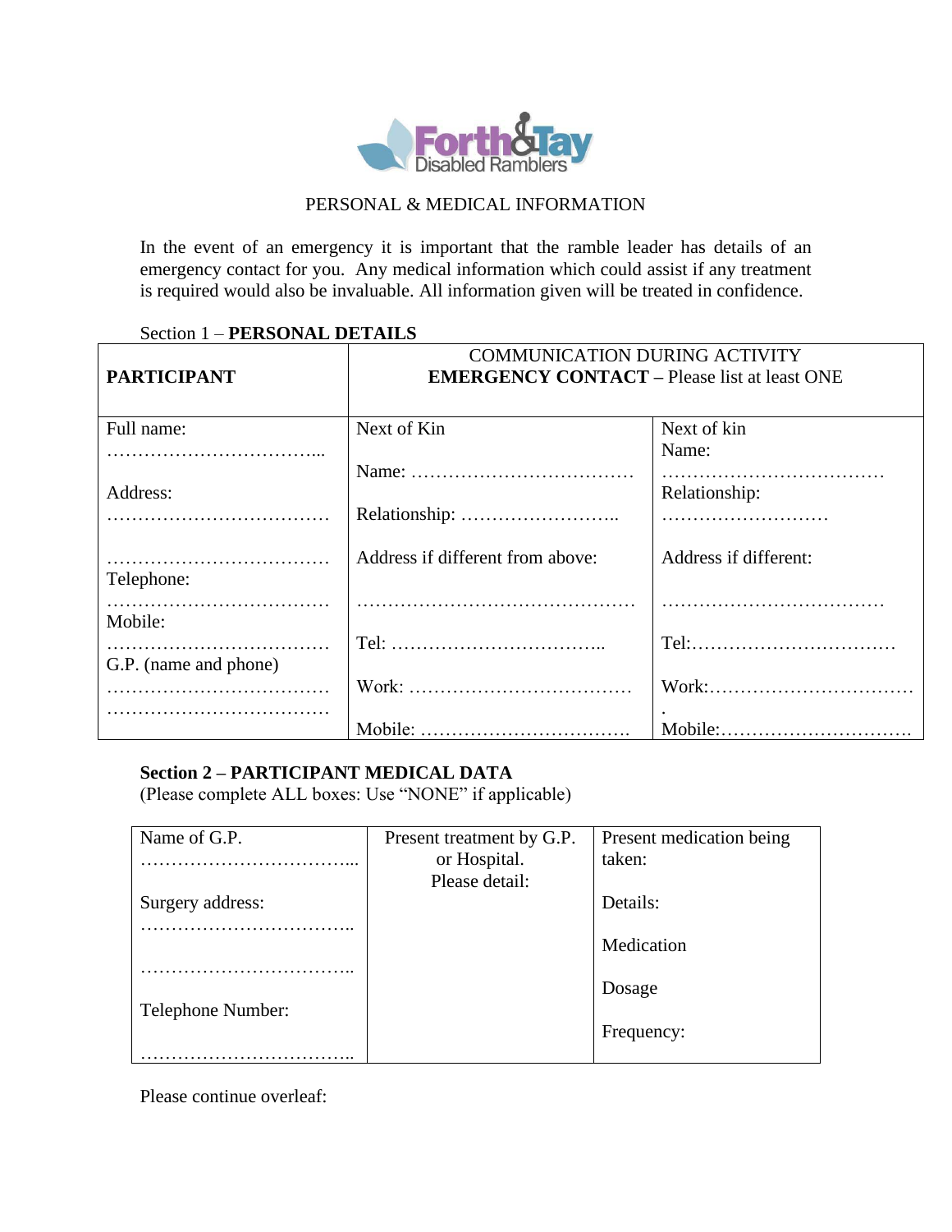Forth & Tay Disabled Ramblers

PERSONAL & MEDICAL INFORMATION

In the event of an emergency it is important that the ramble leader has details of an emergency contact for you. Any medical information which could assist if any treatment is required would also be invaluable. All information given will be treated in confidence.

Section 1 – **PERSONAL DETAILS**

| **PARTICIPANT** | COMMUNICATION DURING ACTIVITY **EMERGENCY CONTACT** – Please list at least ONE | |
|---|---|---|
| Full name: ……………………………... <br><br> Address: ……………………………… <br><br> ……………………………… <br> Telephone: ……………………………… <br> Mobile: ……………………………… <br> G.P. (name and phone) ……………………………… <br> ……………………………… | Next of Kin <br><br> Name: ……………………………… <br><br> Relationship: …………………….. <br><br> Address if different from above: <br><br> ……………………………………… <br><br> Tel: …………………………….. <br><br> Work: ……………………………… <br><br> Mobile: ……………………………. | Next of kin <br> Name: ……………………………… <br> Relationship: ……………………… <br><br> Address if different: <br><br> ……………………………… <br><br> Tel:…………………………… <br><br> Work:……………………………. <br><br> Mobile:………………………… |

**Section 2 – PARTICIPANT MEDICAL DATA**
(Please complete ALL boxes: Use "NONE" if applicable)

| Name of G.P. ……………………………... <br><br> Surgery address: …………………………….. <br><br> …………………………….. <br><br> Telephone Number: <br><br> …………………………….. | Present treatment by G.P. or Hospital. Please detail: | Present medication being taken: <br><br> Details: <br><br> Medication <br><br> Dosage <br><br> Frequency: |
|---|---|---|

Please continue overleaf: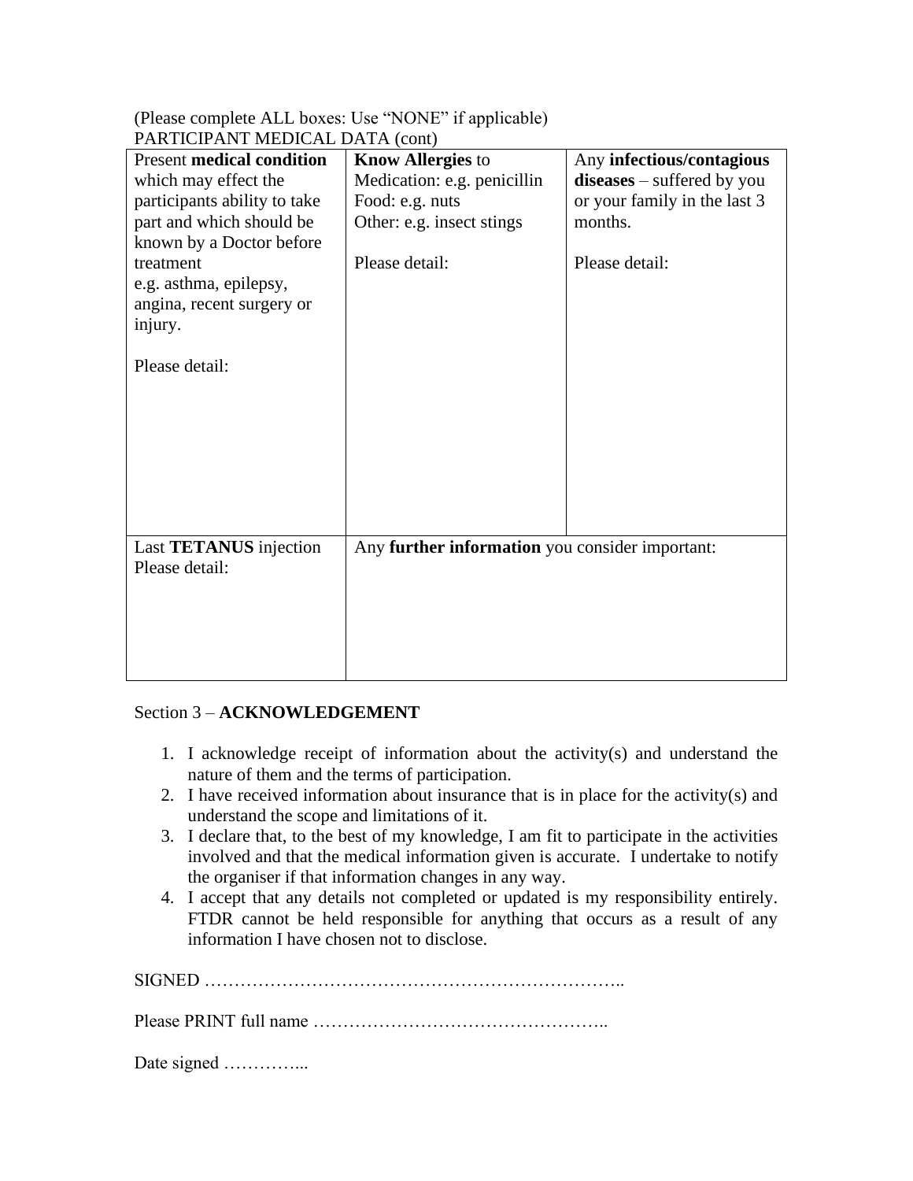(Please complete ALL boxes: Use "NONE" if applicable)
PARTICIPANT MEDICAL DATA (cont)

| | | |
|---|---|---|
| Present **medical condition** which may effect the participants ability to take part and which should be known by a Doctor before treatment<br>e.g. asthma, epilepsy, angina, recent surgery or injury.<br><br>Please detail: | **Know Allergies** to<br>Medication: e.g. penicillin<br>Food: e.g. nuts<br>Other: e.g. insect stings<br><br>Please detail: | Any **infectious/contagious diseases** – suffered by you or your family in the last 3 months.<br><br>Please detail: |
| Last **TETANUS** injection<br>Please detail: | Any **further information** you consider important: | |

Section 3 – **ACKNOWLEDGEMENT**

1. I acknowledge receipt of information about the activity(s) and understand the nature of them and the terms of participation.
2. I have received information about insurance that is in place for the activity(s) and understand the scope and limitations of it.
3. I declare that, to the best of my knowledge, I am fit to participate in the activities involved and that the medical information given is accurate. I undertake to notify the organiser if that information changes in any way.
4. I accept that any details not completed or updated is my responsibility entirely. FTDR cannot be held responsible for anything that occurs as a result of any information I have chosen not to disclose.

SIGNED ……………………………………………………………..

Please PRINT full name …………………………………………..

Date signed …………...